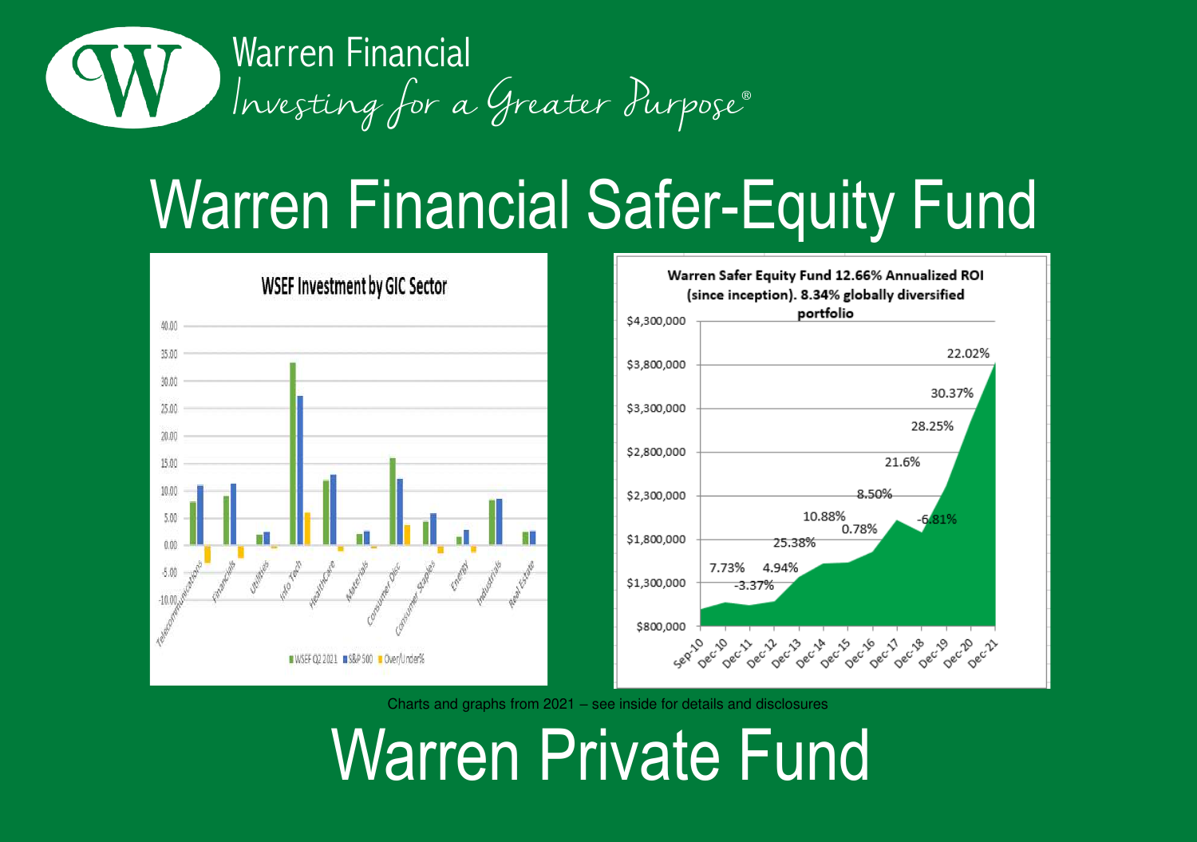Warren Financial

*Investing for a Greater Purpose®*

# Warren Financial Safer-Equity Fund

**WSEF Investment by GIC Sector**

| Sector | WSEF Q2 2021 | S&P 500 | Over/Under% |
|---|---|---|---|
| Telecommunications | | | |
| Financials | | | |
| Utilities | | | |
| Info Tech | | | |
| HealthCare | | | |
| Materials | | | |
| Consumer Disc | | | |
| Consumer Staples | | | |
| Energy | | | |
| Industrials | | | |
| Real Estate | | | |

**Warren Safer Equity Fund 12.66% Annualized ROI (since inception). 8.34% globally diversified portfolio**

| Period | Return |
|---|---|
| Dec-10 | 7.73% |
| Dec-11 | -3.37% |
| Dec-12 | 4.94% |
| Dec-13 | 25.38% |
| Dec-14 | 10.88% |
| Dec-15 | 0.78% |
| Dec-16 | 8.50% |
| Dec-17 | 21.6% |
| Dec-18 | -6.81% |
| Dec-19 | 28.25% |
| Dec-20 | 30.37% |
| Dec-21 | 22.02% |

Charts and graphs from 2021 – see inside for details and disclosures

# Warren Private Fund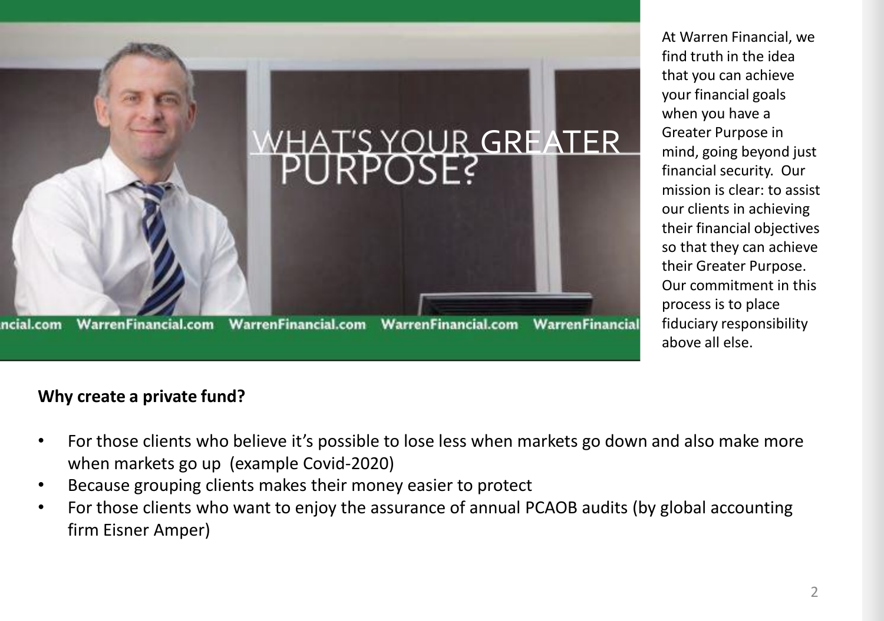At Warren Financial, we find truth in the idea that you can achieve your financial goals when you have a Greater Purpose in mind, going beyond just financial security. Our mission is clear: to assist our clients in achieving their financial objectives so that they can achieve their Greater Purpose. Our commitment in this process is to place fiduciary responsibility above all else.

**Why create a private fund?**

- For those clients who believe it's possible to lose less when markets go down and also make more when markets go up (example Covid-2020)
- Because grouping clients makes their money easier to protect
- For those clients who want to enjoy the assurance of annual PCAOB audits (by global accounting firm Eisner Amper)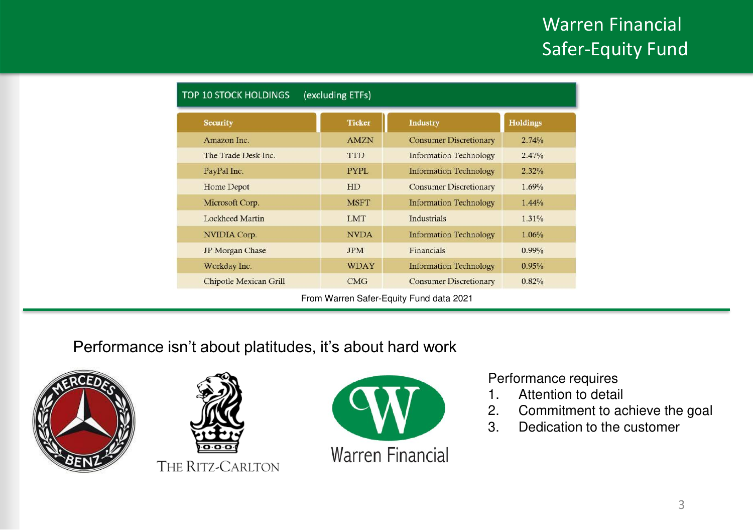# Warren Financial Safer-Equity Fund

## TOP 10 STOCK HOLDINGS (excluding ETFs)

| Security | Ticker | Industry | Holdings |
|---|---|---|---|
| Amazon Inc. | AMZN | Consumer Discretionary | 2.74% |
| The Trade Desk Inc. | TTD | Information Technology | 2.47% |
| PayPal Inc. | PYPL | Information Technology | 2.32% |
| Home Depot | HD | Consumer Discretionary | 1.69% |
| Microsoft Corp. | MSFT | Information Technology | 1.44% |
| Lockheed Martin | LMT | Industrials | 1.31% |
| NVIDIA Corp. | NVDA | Information Technology | 1.06% |
| JP Morgan Chase | JPM | Financials | 0.99% |
| Workday Inc. | WDAY | Information Technology | 0.95% |
| Chipotle Mexican Grill | CMG | Consumer Discretionary | 0.82% |

From Warren Safer-Equity Fund data 2021

Performance isn't about platitudes, it's about hard work

THE RITZ-CARLTON

Warren Financial

Performance requires

1. Attention to detail
2. Commitment to achieve the goal
3. Dedication to the customer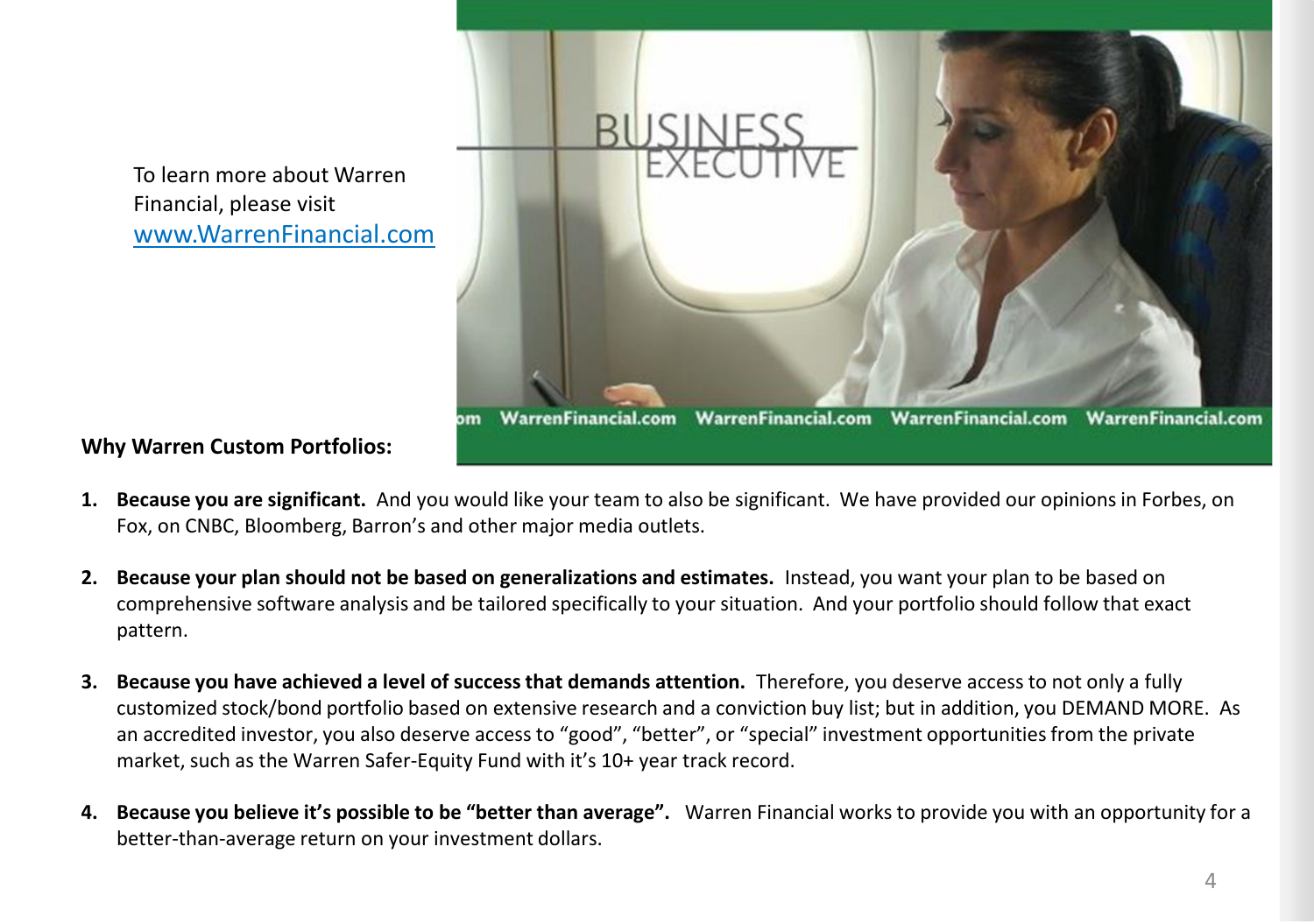To learn more about Warren Financial, please visit [www.WarrenFinancial.com](http://www.WarrenFinancial.com)

**Why Warren Custom Portfolios:**

1. **Because you are significant.** And you would like your team to also be significant. We have provided our opinions in Forbes, on Fox, on CNBC, Bloomberg, Barron's and other major media outlets.

2. **Because your plan should not be based on generalizations and estimates.** Instead, you want your plan to be based on comprehensive software analysis and be tailored specifically to your situation. And your portfolio should follow that exact pattern.

3. **Because you have achieved a level of success that demands attention.** Therefore, you deserve access to not only a fully customized stock/bond portfolio based on extensive research and a conviction buy list; but in addition, you DEMAND MORE. As an accredited investor, you also deserve access to "good", "better", or "special" investment opportunities from the private market, such as the Warren Safer-Equity Fund with it's 10+ year track record.

4. **Because you believe it's possible to be "better than average".** Warren Financial works to provide you with an opportunity for a better-than-average return on your investment dollars.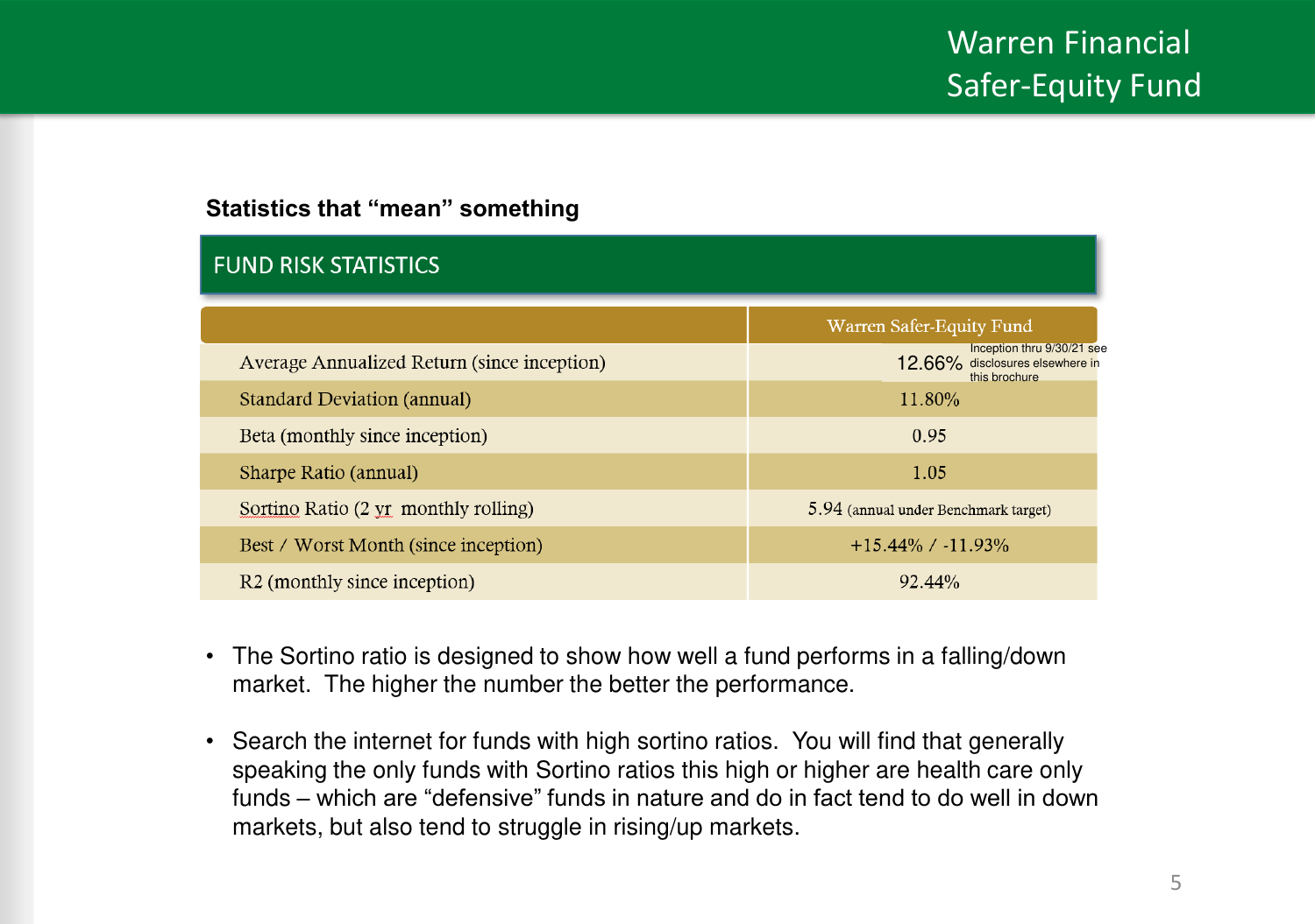### Statistics that “mean” something

| FUND RISK STATISTICS | |
|---|---|
| | Warren Safer-Equity Fund |
| Average Annualized Return (since inception) | 12.66% Inception thru 9/30/21 see disclosures elsewhere in this brochure |
| Standard Deviation (annual) | 11.80% |
| Beta (monthly since inception) | 0.95 |
| Sharpe Ratio (annual) | 1.05 |
| Sortino Ratio (2 yr monthly rolling) | 5.94 (annual under Benchmark target) |
| Best / Worst Month (since inception) | +15.44% / -11.93% |
| R2 (monthly since inception) | 92.44% |

- The Sortino ratio is designed to show how well a fund performs in a falling/down market. The higher the number the better the performance.
- Search the internet for funds with high sortino ratios. You will find that generally speaking the only funds with Sortino ratios this high or higher are health care only funds – which are “defensive” funds in nature and do in fact tend to do well in down markets, but also tend to struggle in rising/up markets.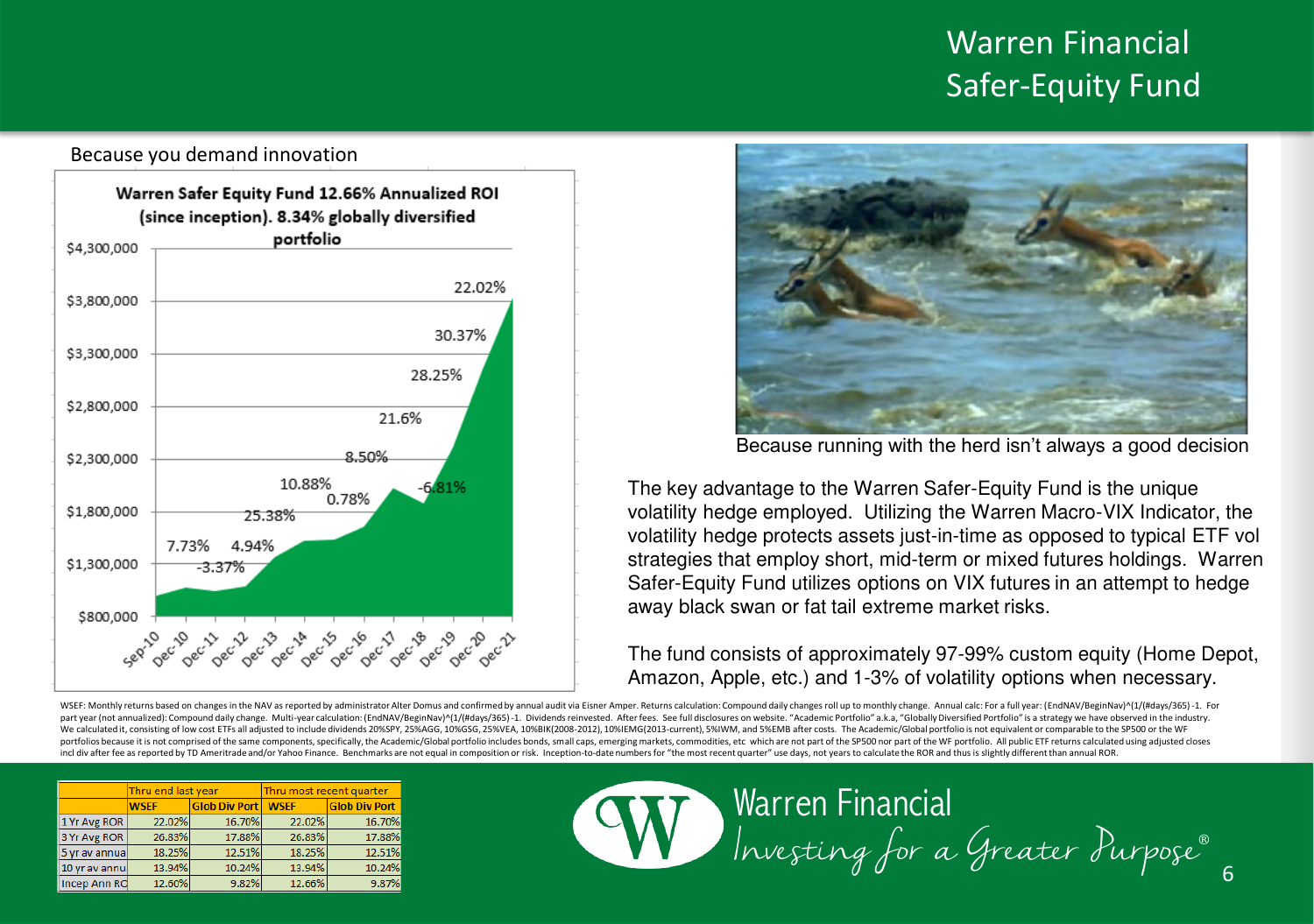# Warren Financial Safer-Equity Fund

Because you demand innovation

**Warren Safer Equity Fund 12.66% Annualized ROI (since inception). 8.34% globally diversified portfolio**

Because running with the herd isn't always a good decision

The key advantage to the Warren Safer-Equity Fund is the unique volatility hedge employed. Utilizing the Warren Macro-VIX Indicator, the volatility hedge protects assets just-in-time as opposed to typical ETF vol strategies that employ short, mid-term or mixed futures holdings. Warren Safer-Equity Fund utilizes options on VIX futures in an attempt to hedge away black swan or fat tail extreme market risks.

The fund consists of approximately 97-99% custom equity (Home Depot, Amazon, Apple, etc.) and 1-3% of volatility options when necessary.

WSEF: Monthly returns based on changes in the NAV as reported by administrator Alter Domus and confirmed by annual audit via Eisner Amper. Returns calculation: Compound daily changes roll up to monthly change. Annual calc: For a full year: (EndNAV/BeginNav)^(1/(#days/365)-1. For part year (not annualized): Compound daily change. Multi-year calculation: (EndNAV/BeginNav)^(1/(#days/365)-1. Dividends reinvested. After fees. See full disclosures on website. "Academic Portfolio" a.k.a, "Globally Diversified Portfolio" is a strategy we have observed in the industry. We calculated it, consisting of low cost ETFs all adjusted to include dividends 20%SPY, 25%AGG, 10%GSG, 25%VEA, 10%BIK(2008-2012), 10%IEMG(2013-current), 5%IWM, and 5%EMB after costs. The Academic/Global portfolio is not equivalent or comparable to the SP500 or the WF portfolios because it is not comprised of the same components, specifically, the Academic/Global portfolio includes bonds, small caps, emerging markets, commodities, etc which are not part of the SP500 nor part of the WF portfolio. All public ETF returns calculated using adjusted closes incl div after fee as reported by TD Ameritrade and/or Yahoo Finance. Benchmarks are not equal in composition or risk. Inception-to-date numbers for "the most recent quarter" use days, not years to calculate the ROR and thus is slightly different than annual ROR.

| | Thru end last year | | Thru most recent quarter | |
|---|---|---|---|---|
| | WSEF | Glob Div Port | WSEF | Glob Div Port |
| 1 Yr Avg ROR | 22.02% | 16.70% | 22.02% | 16.70% |
| 3 Yr Avg ROR | 26.83% | 17.88% | 26.83% | 17.88% |
| 5 yr av annua | 18.25% | 12.51% | 18.25% | 12.51% |
| 10 yr av annu | 13.94% | 10.24% | 13.94% | 10.24% |
| Incep Ann RO | 12.60% | 9.82% | 12.66% | 9.87% |

Warren Financial
*Investing for a Greater Purpose®*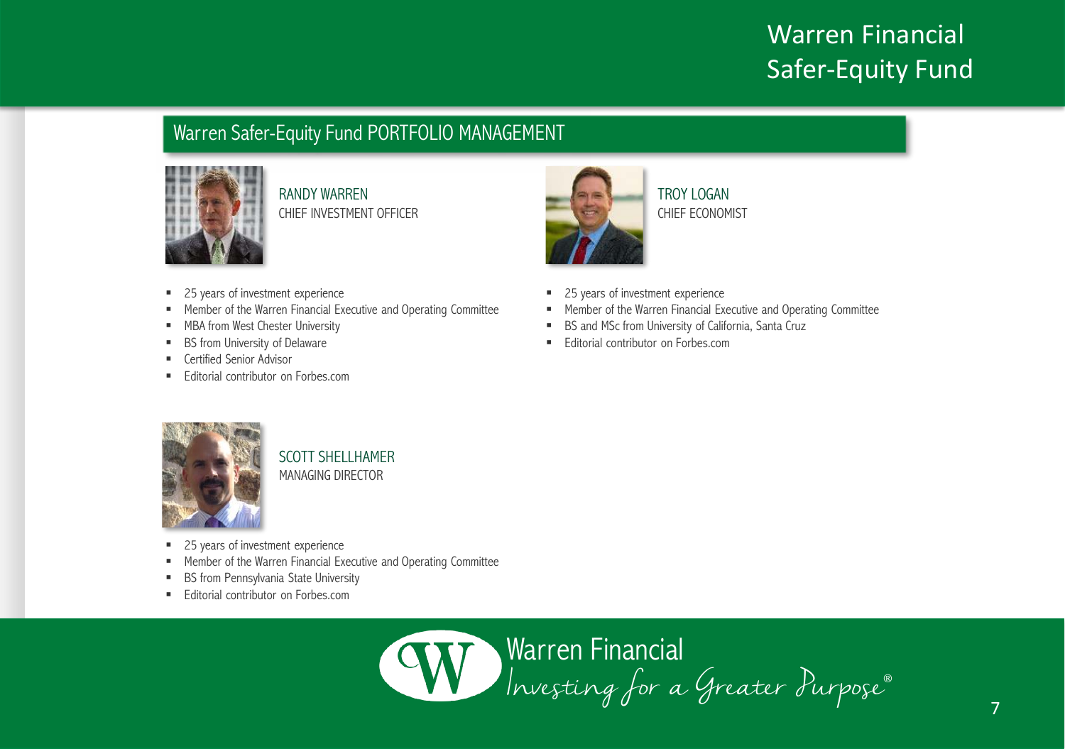## Warren Safer-Equity Fund PORTFOLIO MANAGEMENT

### RANDY WARREN
CHIEF INVESTMENT OFFICER

- 25 years of investment experience
- Member of the Warren Financial Executive and Operating Committee
- MBA from West Chester University
- BS from University of Delaware
- Certified Senior Advisor
- Editorial contributor on Forbes.com

### TROY LOGAN
CHIEF ECONOMIST

- 25 years of investment experience
- Member of the Warren Financial Executive and Operating Committee
- BS and MSc from University of California, Santa Cruz
- Editorial contributor on Forbes.com

### SCOTT SHELLHAMER
MANAGING DIRECTOR

- 25 years of investment experience
- Member of the Warren Financial Executive and Operating Committee
- BS from Pennsylvania State University
- Editorial contributor on Forbes.com

Warren Financial
*Investing for a Greater Purpose®*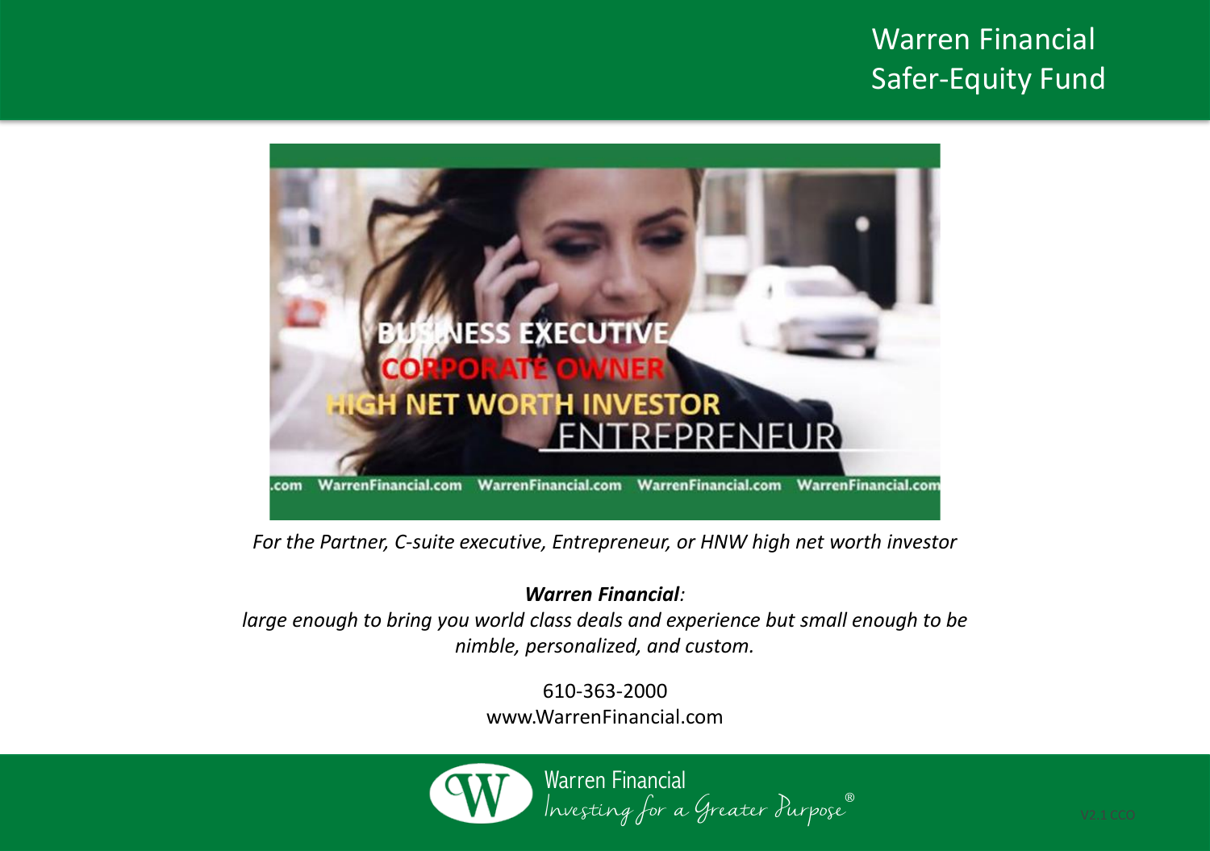# Warren Financial Safer-Equity Fund

*For the Partner, C-suite executive, Entrepreneur, or HNW high net worth investor*

***Warren Financial****:*
*large enough to bring you world class deals and experience but small enough to be nimble, personalized, and custom.*

610-363-2000
www.WarrenFinancial.com

Warren Financial
Investing for a Greater Purpose®

V2.1 CCO